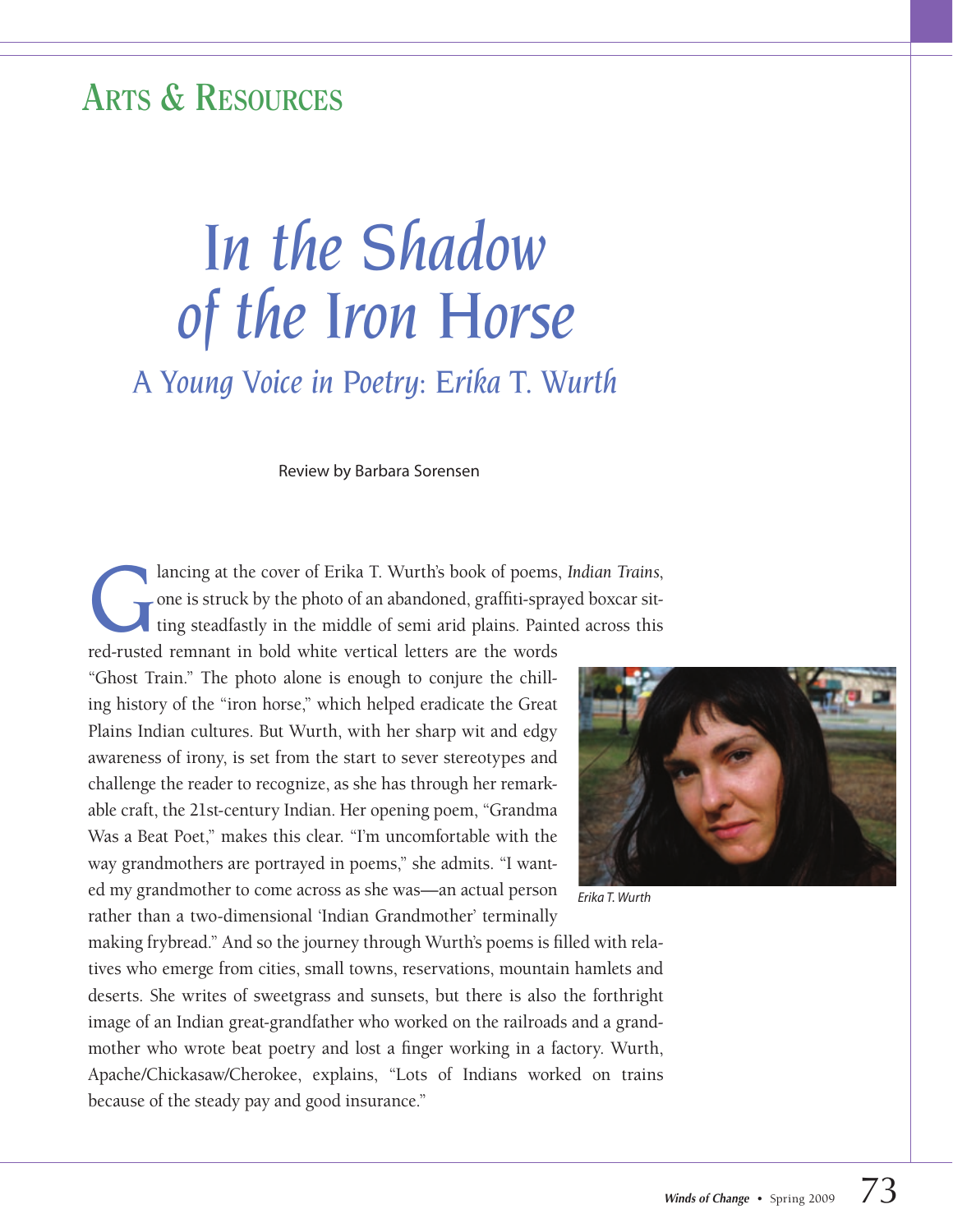# Arts & Resources

# *In the Shadow of the Iron Horse*

## *A Young Voice in Poetry: Erika T. Wurth*

Review by Barbara Sorensen

Glancing at the cover of Erika T. Wurth's book of poems, *Indian Trains*, one is struck by the photo of an abandoned, graffiti-sprayed boxcar sitting steadfastly in the middle of semi arid plains. Painted across this red-rusted remnant in bold white vertical letters are the words "Ghost Train." The photo alone is enough to conjure the chilling history of the "iron horse," which helped eradicate the Great Plains Indian cultures. But Wurth, with her sharp wit and edgy awareness of irony, is set from the start to sever stereotypes and challenge the reader to recognize, as she has through her remarkable craft, the 21st-century Indian. Her opening poem, "Grandma Was a Beat Poet," makes this clear. "I'm uncomfortable with the way grandmothers are portrayed in poems," she admits. "I wanted my grandmother to come across as she was—an actual person rather than a two-dimensional 'Indian Grandmother' terminally making frybread." And so the journey through Wurth's poems is filled with relatives who emerge from cities, small towns, reservations, mountain hamlets and deserts. She writes of sweetgrass and sunsets, but there is also the forthright image of an Indian great-grandfather who worked on the railroads and a grandmother who wrote beat poetry and lost a finger working in a factory. Wurth, Apache/Chickasaw/Cherokee, explains, "Lots of Indians worked on trains because of the steady pay and good insurance."

*Erika T. Wurth*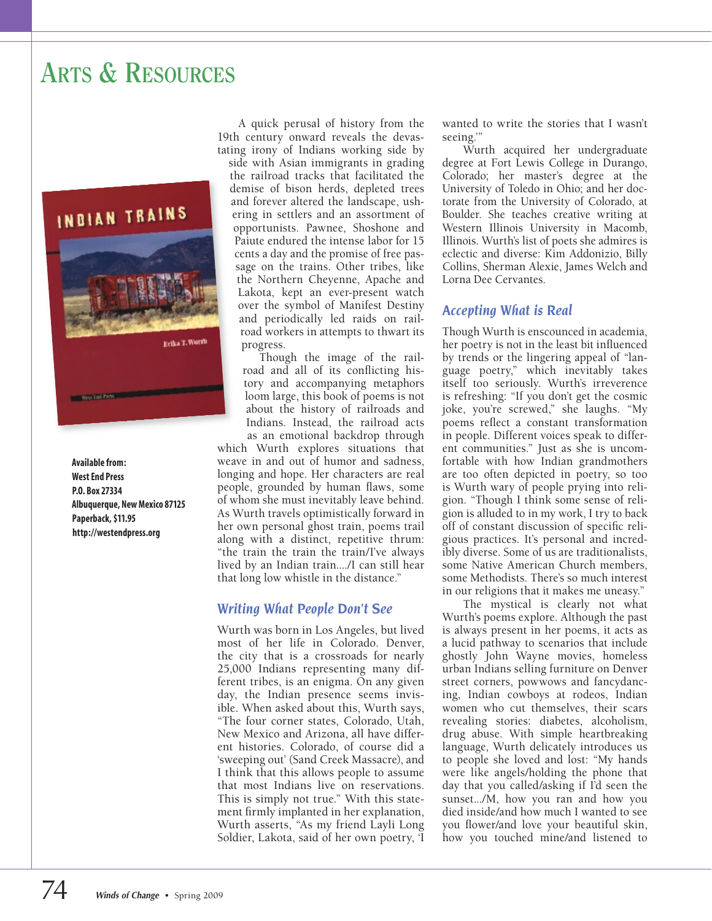# Arts & Resources

Available from:
West End Press
P.O. Box 27334
Albuquerque, New Mexico 87125
Paperback, $11.95
http://westendpress.org

A quick perusal of history from the 19th century onward reveals the devastating irony of Indians working side by side with Asian immigrants in grading the railroad tracks that facilitated the demise of bison herds, depleted trees and forever altered the landscape, ushering in settlers and an assortment of opportunists. Pawnee, Shoshone and Paiute endured the intense labor for 15 cents a day and the promise of free passage on the trains. Other tribes, like the Northern Cheyenne, Apache and Lakota, kept an ever-present watch over the symbol of Manifest Destiny and periodically led raids on railroad workers in attempts to thwart its progress.

Though the image of the railroad and all of its conflicting history and accompanying metaphors loom large, this book of poems is not about the history of railroads and Indians. Instead, the railroad acts as an emotional backdrop through which Wurth explores situations that weave in and out of humor and sadness, longing and hope. Her characters are real people, grounded by human flaws, some of whom she must inevitably leave behind. As Wurth travels optimistically forward in her own personal ghost train, poems trail along with a distinct, repetitive thrum: "the train the train/I've always lived by an Indian train..../I can still hear that long low whistle in the distance."

## *Writing What People Don't See*

Wurth was born in Los Angeles, but lived most of her life in Colorado. Denver, the city that is a crossroads for nearly 25,000 Indians representing many different tribes, is an enigma. On any given day, the Indian presence seems invisible. When asked about this, Wurth says, "The four corner states, Colorado, Utah, New Mexico and Arizona, all have different histories. Colorado, of course did a 'sweeping out' (Sand Creek Massacre), and I think that this allows people to assume that most Indians live on reservations. This is simply not true." With this statement firmly implanted in her explanation, Wurth asserts, "As my friend Layli Long Soldier, Lakota, said of her own poetry, 'I wanted to write the stories that I wasn't seeing.'"

Wurth acquired her undergraduate degree at Fort Lewis College in Durango, Colorado; her master's degree at the University of Toledo in Ohio; and her doctorate from the University of Colorado, at Boulder. She teaches creative writing at Western Illinois University in Macomb, Illinois. Wurth's list of poets she admires is eclectic and diverse: Kim Addonizio, Billy Collins, Sherman Alexie, James Welch and Lorna Dee Cervantes.

## *Accepting What is Real*

Though Wurth is ensconced in academia, her poetry is not in the least bit influenced by trends or the lingering appeal of "language poetry," which inevitably takes itself too seriously. Wurth's irreverence is refreshing: "If you don't get the cosmic joke, you're screwed," she laughs. "My poems reflect a constant transformation in people. Different voices speak to different communities." Just as she is uncomfortable with how Indian grandmothers are too often depicted in poetry, so too is Wurth wary of people prying into religion. "Though I think some sense of religion is alluded to in my work, I try to back off of constant discussion of specific religious practices. It's personal and incredibly diverse. Some of us are traditionalists, some Native American Church members, some Methodists. There's so much interest in our religions that it makes me uneasy."

The mystical is clearly not what Wurth's poems explore. Although the past is always present in her poems, it acts as a lucid pathway to scenarios that include ghostly John Wayne movies, homeless urban Indians selling furniture on Denver street corners, powwows and fancydancing, Indian cowboys at rodeos, Indian women who cut themselves, their scars revealing stories: diabetes, alcoholism, drug abuse. With simple heartbreaking language, Wurth delicately introduces us to people she loved and lost: "My hands were like angels/holding the phone that day that you called/asking if I'd seen the sunset.../M, how you ran and how you died inside/and how much I wanted to see you flower/and love your beautiful skin, how you touched mine/and listened to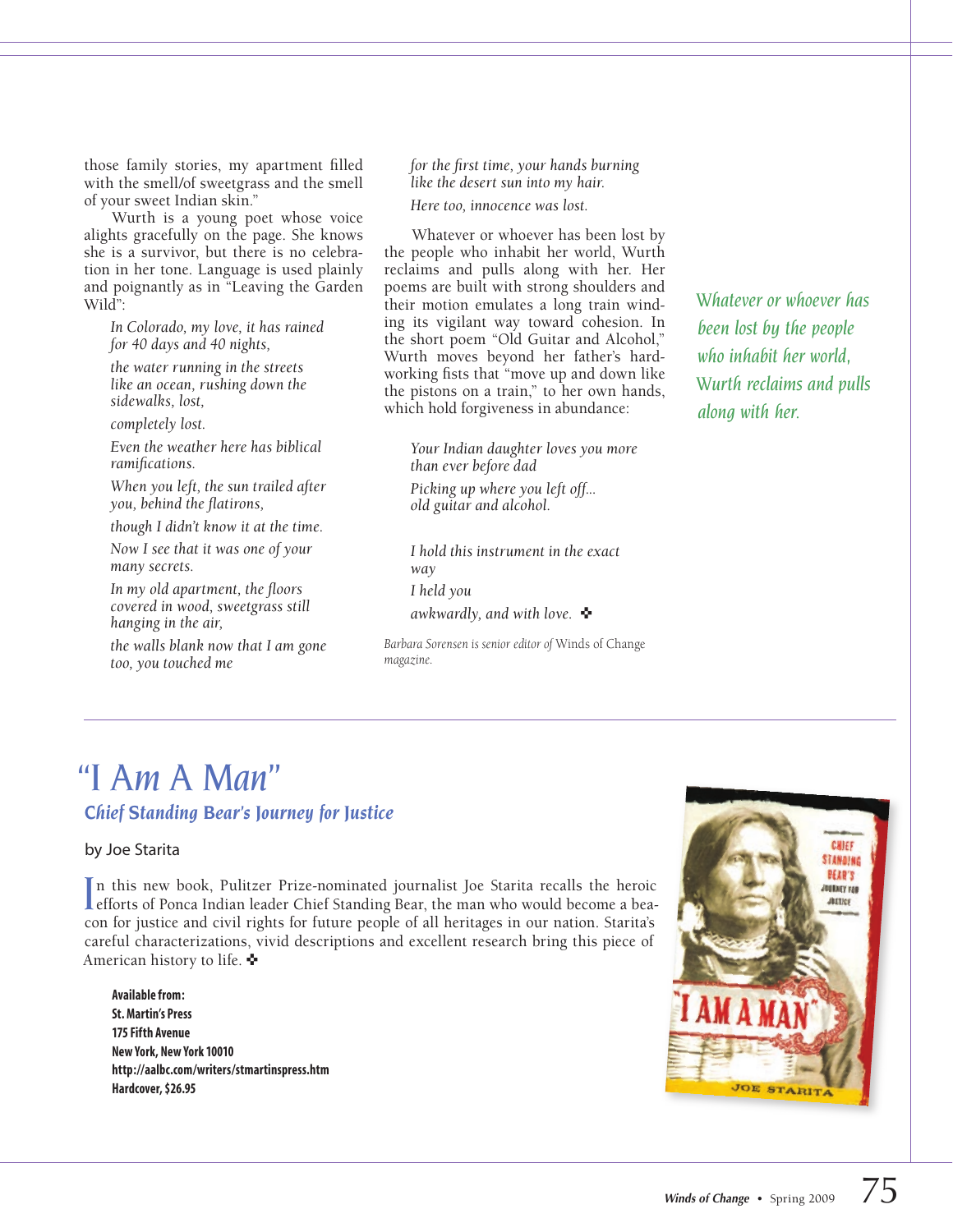those family stories, my apartment filled with the smell/of sweetgrass and the smell of your sweet Indian skin."

Wurth is a young poet whose voice alights gracefully on the page. She knows she is a survivor, but there is no celebration in her tone. Language is used plainly and poignantly as in "Leaving the Garden Wild":

> *In Colorado, my love, it has rained for 40 days and 40 nights,*
>
> *the water running in the streets like an ocean, rushing down the sidewalks, lost,*
>
> *completely lost.*
>
> *Even the weather here has biblical ramifications.*
>
> *When you left, the sun trailed after you, behind the flatirons,*
>
> *though I didn't know it at the time.*
>
> *Now I see that it was one of your many secrets.*
>
> *In my old apartment, the floors covered in wood, sweetgrass still hanging in the air,*
>
> *the walls blank now that I am gone too, you touched me*
>
> *for the first time, your hands burning like the desert sun into my hair.*
>
> *Here too, innocence was lost.*

Whatever or whoever has been lost by the people who inhabit her world, Wurth reclaims and pulls along with her. Her poems are built with strong shoulders and their motion emulates a long train winding its vigilant way toward cohesion. In the short poem "Old Guitar and Alcohol," Wurth moves beyond her father's hardworking fists that "move up and down like the pistons on a train," to her own hands, which hold forgiveness in abundance:

> *Your Indian daughter loves you more than ever before dad*
>
> *Picking up where you left off... old guitar and alcohol.*
>
> *I hold this instrument in the exact way*
>
> *I held you*
>
> *awkwardly, and with love.* ❖

*Barbara Sorensen is senior editor of* Winds of Change *magazine.*

*Whatever or whoever has been lost by the people who inhabit her world, Wurth reclaims and pulls along with her.*

---

# "I Am A Man"

## Chief Standing Bear's Journey for Justice

by Joe Starita

In this new book, Pulitzer Prize-nominated journalist Joe Starita recalls the heroic efforts of Ponca Indian leader Chief Standing Bear, the man who would become a beacon for justice and civil rights for future people of all heritages in our nation. Starita's careful characterizations, vivid descriptions and excellent research bring this piece of American history to life. ❖

**Available from:**
**St. Martin's Press**
**175 Fifth Avenue**
**New York, New York 10010**
**http://aalbc.com/writers/stmartinspress.htm**
**Hardcover, $26.95**